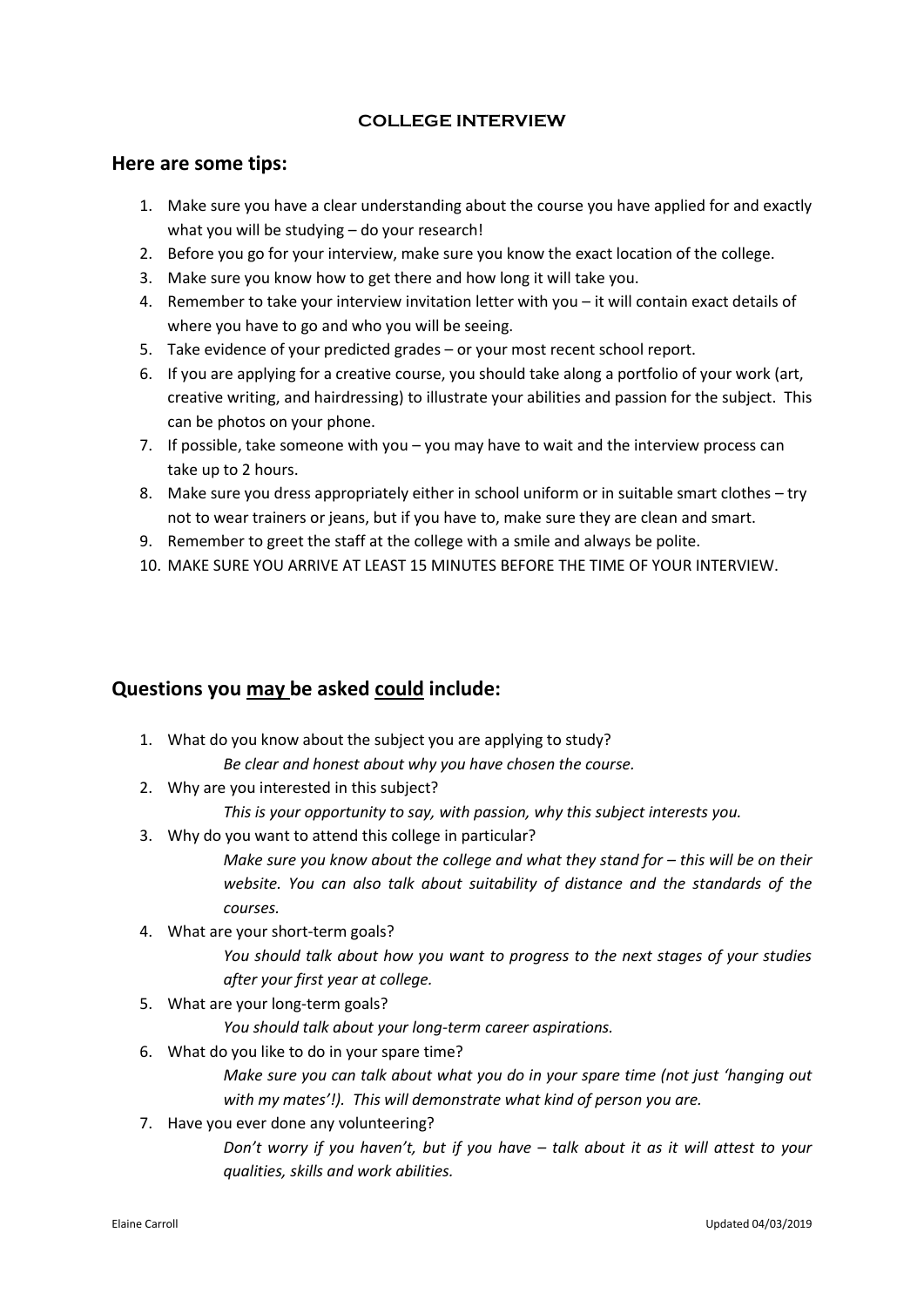# COLLEGE INTERVIEW

## Here are some tips:

1. Make sure you have a clear understanding about the course you have applied for and exactly what you will be studying – do your research!
2. Before you go for your interview, make sure you know the exact location of the college.
3. Make sure you know how to get there and how long it will take you.
4. Remember to take your interview invitation letter with you – it will contain exact details of where you have to go and who you will be seeing.
5. Take evidence of your predicted grades – or your most recent school report.
6. If you are applying for a creative course, you should take along a portfolio of your work (art, creative writing, and hairdressing) to illustrate your abilities and passion for the subject. This can be photos on your phone.
7. If possible, take someone with you – you may have to wait and the interview process can take up to 2 hours.
8. Make sure you dress appropriately either in school uniform or in suitable smart clothes – try not to wear trainers or jeans, but if you have to, make sure they are clean and smart.
9. Remember to greet the staff at the college with a smile and always be polite.
10. MAKE SURE YOU ARRIVE AT LEAST 15 MINUTES BEFORE THE TIME OF YOUR INTERVIEW.

## Questions you <u>may</u> be asked <u>could</u> include:

1. What do you know about the subject you are applying to study?

   *Be clear and honest about why you have chosen the course.*

2. Why are you interested in this subject?

   *This is your opportunity to say, with passion, why this subject interests you.*

3. Why do you want to attend this college in particular?

   *Make sure you know about the college and what they stand for – this will be on their website. You can also talk about suitability of distance and the standards of the courses.*

4. What are your short-term goals?

   *You should talk about how you want to progress to the next stages of your studies after your first year at college.*

5. What are your long-term goals?

   *You should talk about your long-term career aspirations.*

6. What do you like to do in your spare time?

   *Make sure you can talk about what you do in your spare time (not just 'hanging out with my mates'!). This will demonstrate what kind of person you are.*

7. Have you ever done any volunteering?

   *Don't worry if you haven't, but if you have – talk about it as it will attest to your qualities, skills and work abilities.*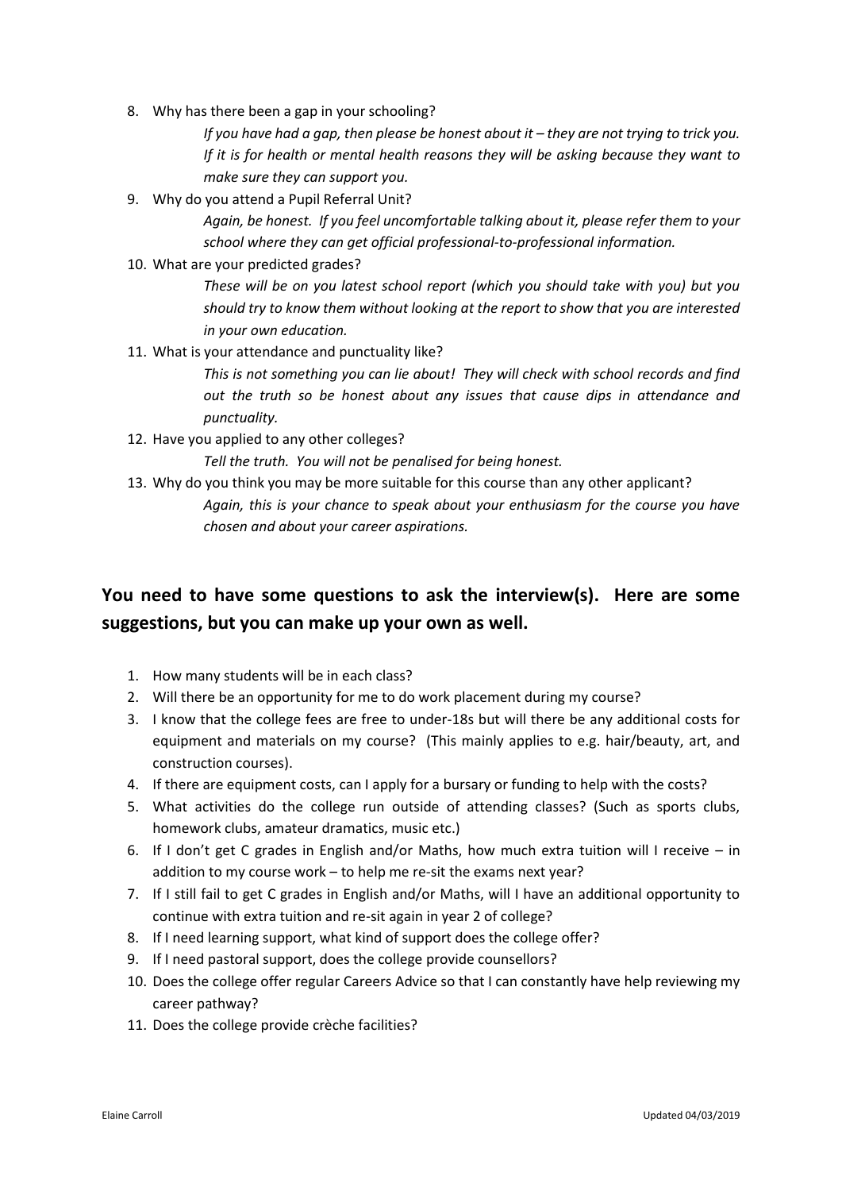8. Why has there been a gap in your schooling?

   *If you have had a gap, then please be honest about it – they are not trying to trick you. If it is for health or mental health reasons they will be asking because they want to make sure they can support you.*

9. Why do you attend a Pupil Referral Unit?

   *Again, be honest. If you feel uncomfortable talking about it, please refer them to your school where they can get official professional-to-professional information.*

10. What are your predicted grades?

    *These will be on you latest school report (which you should take with you) but you should try to know them without looking at the report to show that you are interested in your own education.*

11. What is your attendance and punctuality like?

    *This is not something you can lie about! They will check with school records and find out the truth so be honest about any issues that cause dips in attendance and punctuality.*

12. Have you applied to any other colleges?

    *Tell the truth. You will not be penalised for being honest.*

13. Why do you think you may be more suitable for this course than any other applicant?

    *Again, this is your chance to speak about your enthusiasm for the course you have chosen and about your career aspirations.*

## You need to have some questions to ask the interview(s). Here are some suggestions, but you can make up your own as well.

1. How many students will be in each class?
2. Will there be an opportunity for me to do work placement during my course?
3. I know that the college fees are free to under-18s but will there be any additional costs for equipment and materials on my course? (This mainly applies to e.g. hair/beauty, art, and construction courses).
4. If there are equipment costs, can I apply for a bursary or funding to help with the costs?
5. What activities do the college run outside of attending classes? (Such as sports clubs, homework clubs, amateur dramatics, music etc.)
6. If I don't get C grades in English and/or Maths, how much extra tuition will I receive – in addition to my course work – to help me re-sit the exams next year?
7. If I still fail to get C grades in English and/or Maths, will I have an additional opportunity to continue with extra tuition and re-sit again in year 2 of college?
8. If I need learning support, what kind of support does the college offer?
9. If I need pastoral support, does the college provide counsellors?
10. Does the college offer regular Careers Advice so that I can constantly have help reviewing my career pathway?
11. Does the college provide crèche facilities?

Elaine Carroll Updated 04/03/2019